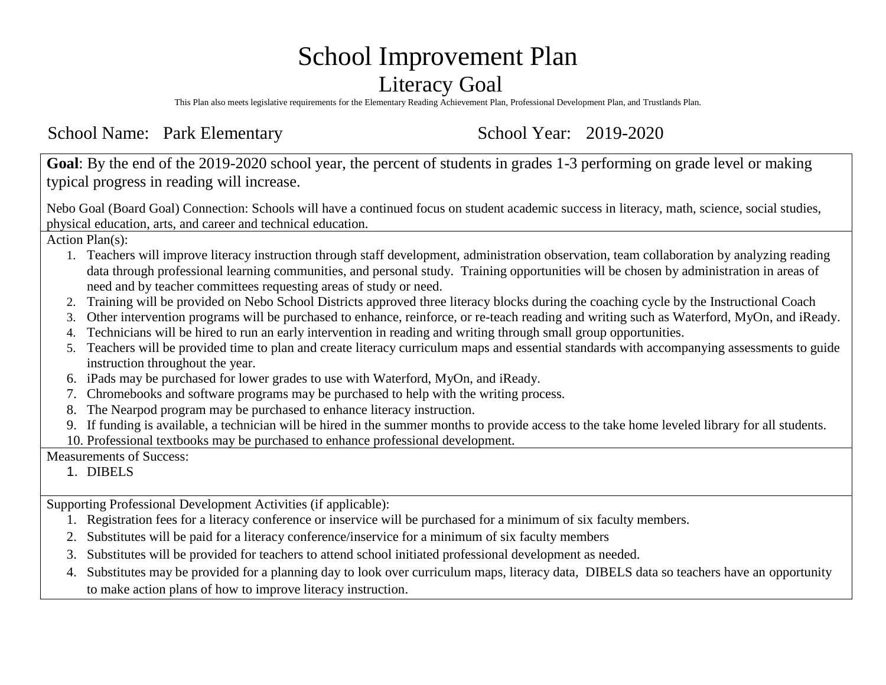# School Improvement Plan

## Literacy Goal

This Plan also meets legislative requirements for the Elementary Reading Achievement Plan, Professional Development Plan, and Trustlands Plan.

School Name: Park Elementary School Year: 2019-2020

**Goal**: By the end of the 2019-2020 school year, the percent of students in grades 1-3 performing on grade level or making typical progress in reading will increase.

Nebo Goal (Board Goal) Connection: Schools will have a continued focus on student academic success in literacy, math, science, social studies, physical education, arts, and career and technical education.

Action Plan(s):

1. Teachers will improve literacy instruction through staff development, administration observation, team collaboration by analyzing reading data through professional learning communities, and personal study. Training opportunities will be chosen by administration in areas of need and by teacher committees requesting areas of study or need.
2. Training will be provided on Nebo School Districts approved three literacy blocks during the coaching cycle by the Instructional Coach
3. Other intervention programs will be purchased to enhance, reinforce, or re-teach reading and writing such as Waterford, MyOn, and iReady.
4. Technicians will be hired to run an early intervention in reading and writing through small group opportunities.
5. Teachers will be provided time to plan and create literacy curriculum maps and essential standards with accompanying assessments to guide instruction throughout the year.
6. iPads may be purchased for lower grades to use with Waterford, MyOn, and iReady.
7. Chromebooks and software programs may be purchased to help with the writing process.
8. The Nearpod program may be purchased to enhance literacy instruction.
9. If funding is available, a technician will be hired in the summer months to provide access to the take home leveled library for all students.
10. Professional textbooks may be purchased to enhance professional development.

Measurements of Success:

1. DIBELS

Supporting Professional Development Activities (if applicable):

1. Registration fees for a literacy conference or inservice will be purchased for a minimum of six faculty members.
2. Substitutes will be paid for a literacy conference/inservice for a minimum of six faculty members
3. Substitutes will be provided for teachers to attend school initiated professional development as needed.
4. Substitutes may be provided for a planning day to look over curriculum maps, literacy data, DIBELS data so teachers have an opportunity to make action plans of how to improve literacy instruction.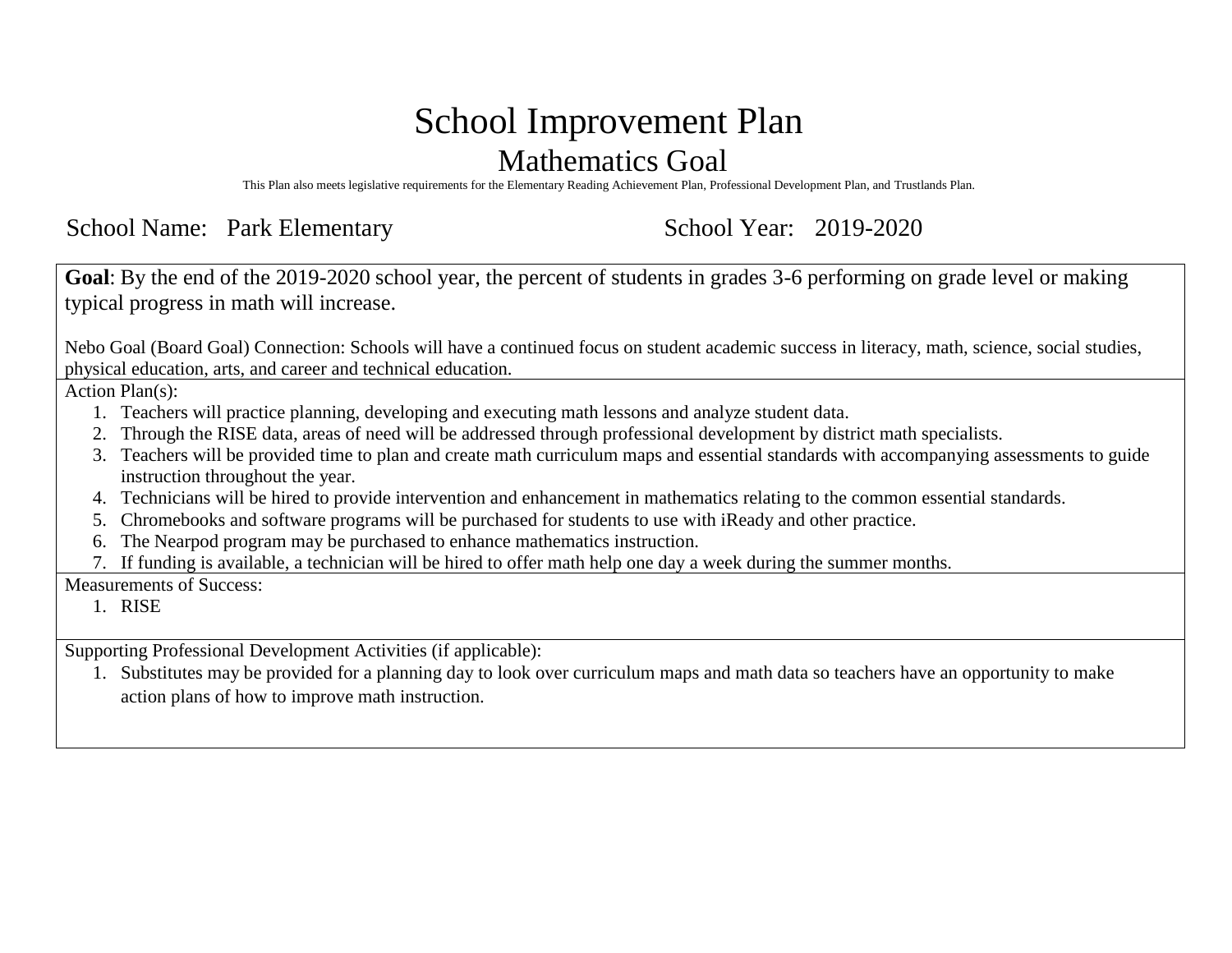# School Improvement Plan

## Mathematics Goal

This Plan also meets legislative requirements for the Elementary Reading Achievement Plan, Professional Development Plan, and Trustlands Plan.

School Name: Park Elementary School Year: 2019-2020

**Goal**: By the end of the 2019-2020 school year, the percent of students in grades 3-6 performing on grade level or making typical progress in math will increase.

Nebo Goal (Board Goal) Connection: Schools will have a continued focus on student academic success in literacy, math, science, social studies, physical education, arts, and career and technical education.

Action Plan(s):

1. Teachers will practice planning, developing and executing math lessons and analyze student data.
2. Through the RISE data, areas of need will be addressed through professional development by district math specialists.
3. Teachers will be provided time to plan and create math curriculum maps and essential standards with accompanying assessments to guide instruction throughout the year.
4. Technicians will be hired to provide intervention and enhancement in mathematics relating to the common essential standards.
5. Chromebooks and software programs will be purchased for students to use with iReady and other practice.
6. The Nearpod program may be purchased to enhance mathematics instruction.
7. If funding is available, a technician will be hired to offer math help one day a week during the summer months.

Measurements of Success:

1. RISE

Supporting Professional Development Activities (if applicable):

1. Substitutes may be provided for a planning day to look over curriculum maps and math data so teachers have an opportunity to make action plans of how to improve math instruction.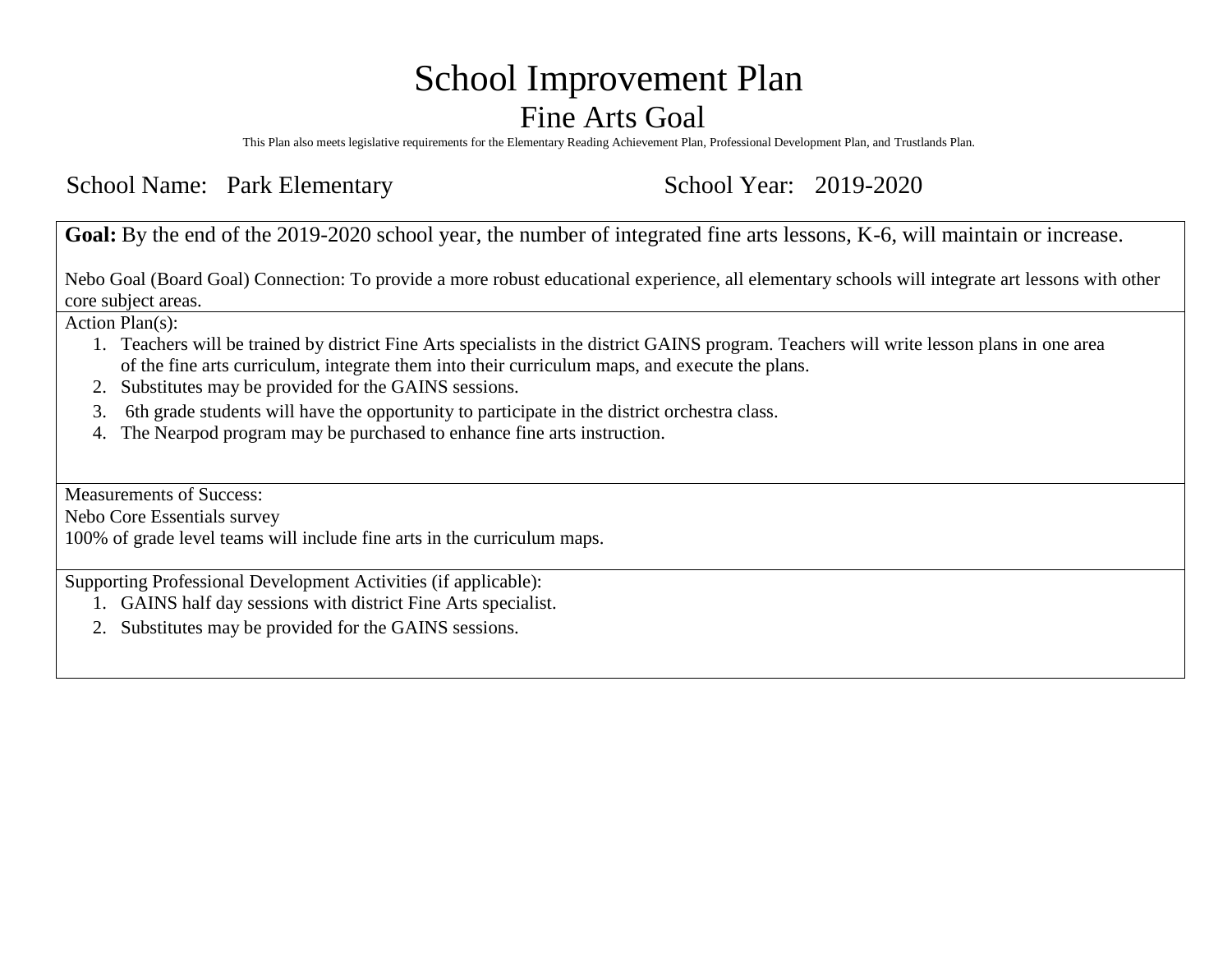# School Improvement Plan

## Fine Arts Goal

This Plan also meets legislative requirements for the Elementary Reading Achievement Plan, Professional Development Plan, and Trustlands Plan.

School Name: Park Elementary School Year: 2019-2020

**Goal:** By the end of the 2019-2020 school year, the number of integrated fine arts lessons, K-6, will maintain or increase.

Nebo Goal (Board Goal) Connection: To provide a more robust educational experience, all elementary schools will integrate art lessons with other core subject areas.

Action Plan(s):

1. Teachers will be trained by district Fine Arts specialists in the district GAINS program. Teachers will write lesson plans in one area of the fine arts curriculum, integrate them into their curriculum maps, and execute the plans.
2. Substitutes may be provided for the GAINS sessions.
3. 6th grade students will have the opportunity to participate in the district orchestra class.
4. The Nearpod program may be purchased to enhance fine arts instruction.

Measurements of Success:

Nebo Core Essentials survey

100% of grade level teams will include fine arts in the curriculum maps.

Supporting Professional Development Activities (if applicable):

1. GAINS half day sessions with district Fine Arts specialist.
2. Substitutes may be provided for the GAINS sessions.